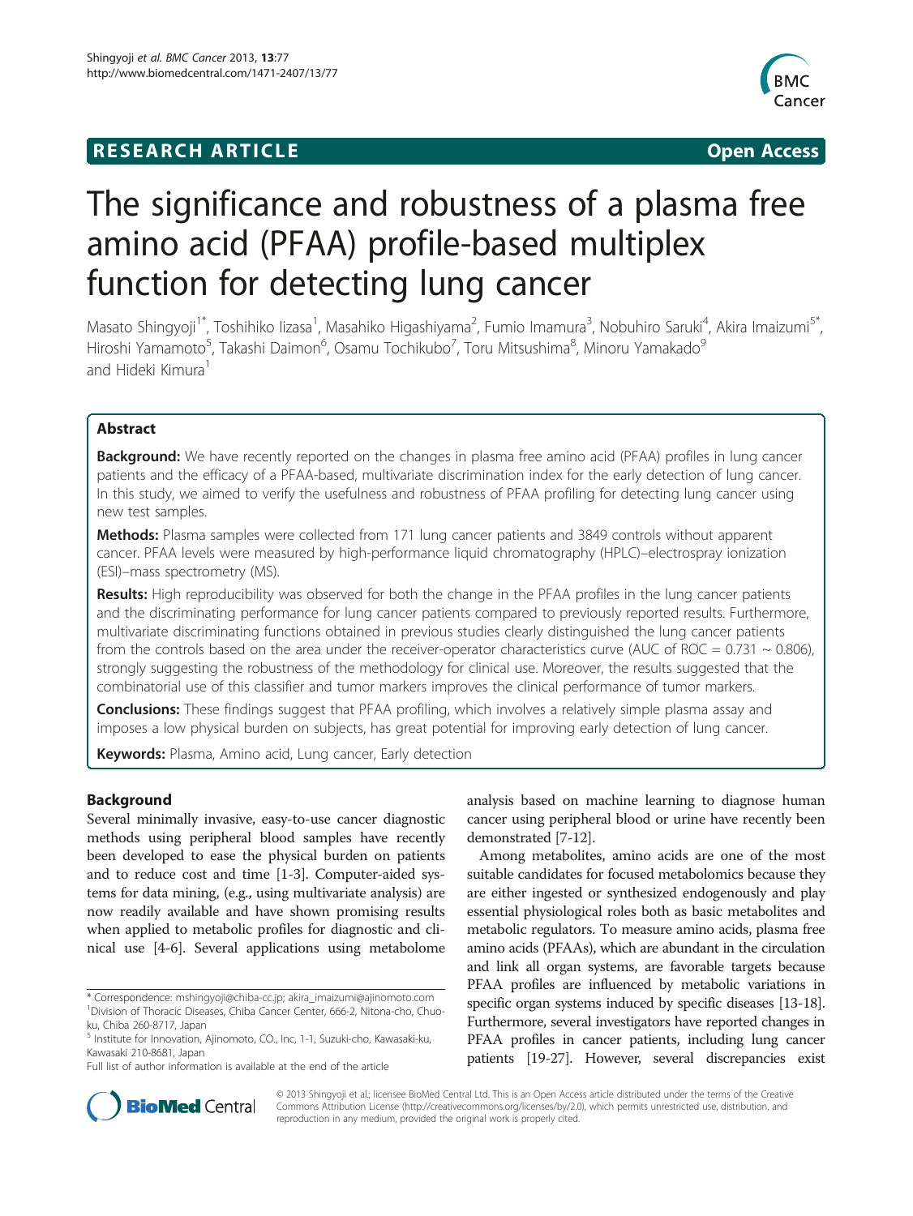**RESEARCH ARTICLE** **Open Access**

# The significance and robustness of a plasma free amino acid (PFAA) profile-based multiplex function for detecting lung cancer

Masato Shingyoji[1*], Toshihiko Iizasa[1], Masahiko Higashiyama[2], Fumio Imamura[3], Nobuhiro Saruki[4], Akira Imaizumi[5*], Hiroshi Yamamoto[5], Takashi Daimon[6], Osamu Tochikubo[7], Toru Mitsushima[8], Minoru Yamakado[9] and Hideki Kimura[1]

## Abstract

**Background:** We have recently reported on the changes in plasma free amino acid (PFAA) profiles in lung cancer patients and the efficacy of a PFAA-based, multivariate discrimination index for the early detection of lung cancer. In this study, we aimed to verify the usefulness and robustness of PFAA profiling for detecting lung cancer using new test samples.

**Methods:** Plasma samples were collected from 171 lung cancer patients and 3849 controls without apparent cancer. PFAA levels were measured by high-performance liquid chromatography (HPLC)–electrospray ionization (ESI)–mass spectrometry (MS).

**Results:** High reproducibility was observed for both the change in the PFAA profiles in the lung cancer patients and the discriminating performance for lung cancer patients compared to previously reported results. Furthermore, multivariate discriminating functions obtained in previous studies clearly distinguished the lung cancer patients from the controls based on the area under the receiver-operator characteristics curve (AUC of ROC = 0.731 ~ 0.806), strongly suggesting the robustness of the methodology for clinical use. Moreover, the results suggested that the combinatorial use of this classifier and tumor markers improves the clinical performance of tumor markers.

**Conclusions:** These findings suggest that PFAA profiling, which involves a relatively simple plasma assay and imposes a low physical burden on subjects, has great potential for improving early detection of lung cancer.

**Keywords:** Plasma, Amino acid, Lung cancer, Early detection

## Background

Several minimally invasive, easy-to-use cancer diagnostic methods using peripheral blood samples have recently been developed to ease the physical burden on patients and to reduce cost and time [1-3]. Computer-aided systems for data mining, (e.g., using multivariate analysis) are now readily available and have shown promising results when applied to metabolic profiles for diagnostic and clinical use [4-6]. Several applications using metabolome analysis based on machine learning to diagnose human cancer using peripheral blood or urine have recently been demonstrated [7-12].

Among metabolites, amino acids are one of the most suitable candidates for focused metabolomics because they are either ingested or synthesized endogenously and play essential physiological roles both as basic metabolites and metabolic regulators. To measure amino acids, plasma free amino acids (PFAAs), which are abundant in the circulation and link all organ systems, are favorable targets because PFAA profiles are influenced by metabolic variations in specific organ systems induced by specific diseases [13-18]. Furthermore, several investigators have reported changes in PFAA profiles in cancer patients, including lung cancer patients [19-27]. However, several discrepancies exist

\* Correspondence: mshingyoji@chiba-cc.jp; akira_imaizumi@ajinomoto.com
[1]Division of Thoracic Diseases, Chiba Cancer Center, 666-2, Nitona-cho, Chuo-ku, Chiba 260-8717, Japan
[5]Institute for Innovation, Ajinomoto, CO., Inc, 1-1, Suzuki-cho, Kawasaki-ku, Kawasaki 210-8681, Japan
Full list of author information is available at the end of the article

© 2013 Shingyoji et al.; licensee BioMed Central Ltd. This is an Open Access article distributed under the terms of the Creative Commons Attribution License (http://creativecommons.org/licenses/by/2.0), which permits unrestricted use, distribution, and reproduction in any medium, provided the original work is properly cited.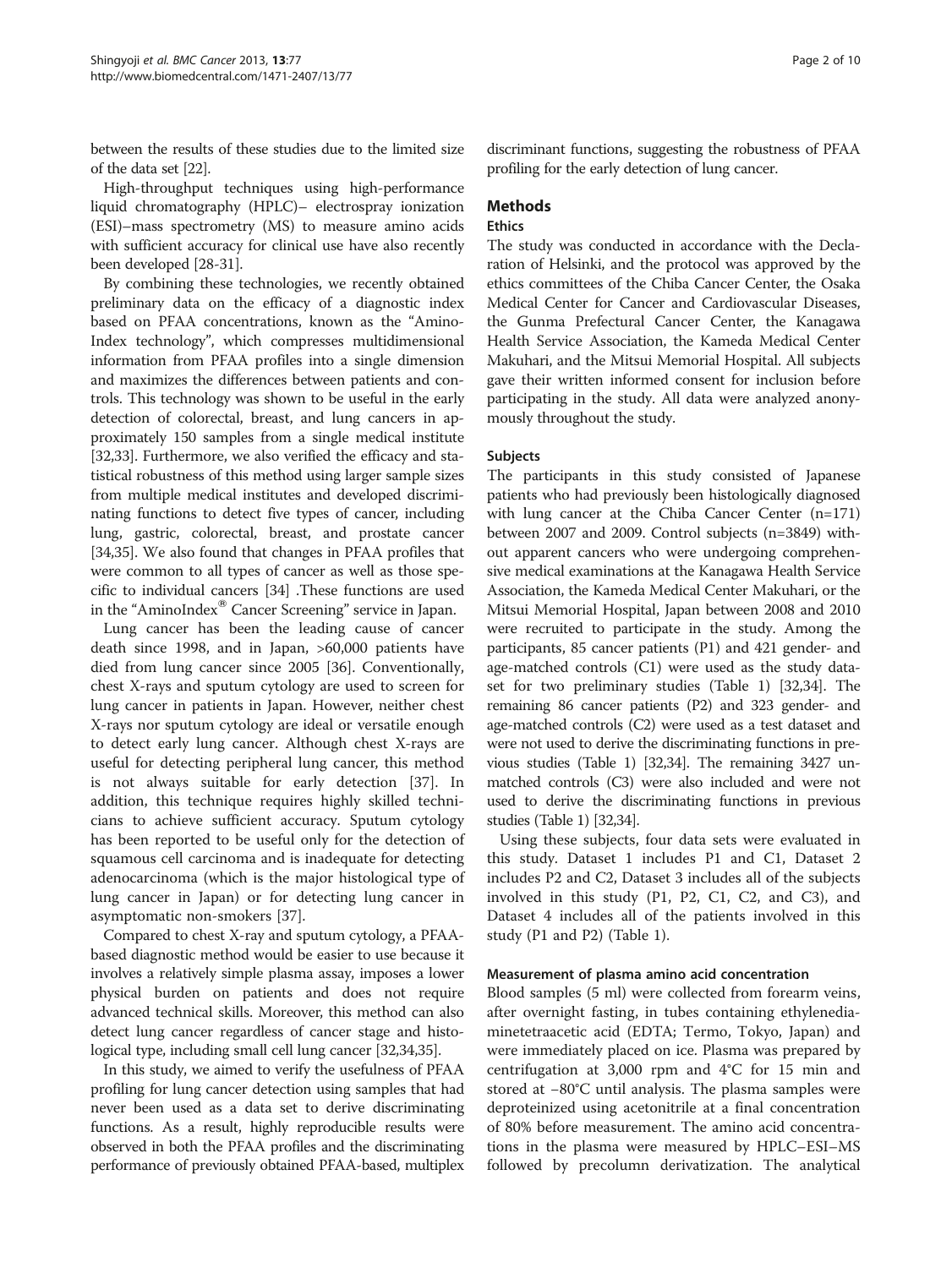between the results of these studies due to the limited size of the data set [22].

High-throughput techniques using high-performance liquid chromatography (HPLC)– electrospray ionization (ESI)–mass spectrometry (MS) to measure amino acids with sufficient accuracy for clinical use have also recently been developed [28-31].

By combining these technologies, we recently obtained preliminary data on the efficacy of a diagnostic index based on PFAA concentrations, known as the "Amino-Index technology", which compresses multidimensional information from PFAA profiles into a single dimension and maximizes the differences between patients and controls. This technology was shown to be useful in the early detection of colorectal, breast, and lung cancers in approximately 150 samples from a single medical institute [32,33]. Furthermore, we also verified the efficacy and statistical robustness of this method using larger sample sizes from multiple medical institutes and developed discriminating functions to detect five types of cancer, including lung, gastric, colorectal, breast, and prostate cancer [34,35]. We also found that changes in PFAA profiles that were common to all types of cancer as well as those specific to individual cancers [34] .These functions are used in the "AminoIndex® Cancer Screening" service in Japan.

Lung cancer has been the leading cause of cancer death since 1998, and in Japan, >60,000 patients have died from lung cancer since 2005 [36]. Conventionally, chest X-rays and sputum cytology are used to screen for lung cancer in patients in Japan. However, neither chest X-rays nor sputum cytology are ideal or versatile enough to detect early lung cancer. Although chest X-rays are useful for detecting peripheral lung cancer, this method is not always suitable for early detection [37]. In addition, this technique requires highly skilled technicians to achieve sufficient accuracy. Sputum cytology has been reported to be useful only for the detection of squamous cell carcinoma and is inadequate for detecting adenocarcinoma (which is the major histological type of lung cancer in Japan) or for detecting lung cancer in asymptomatic non-smokers [37].

Compared to chest X-ray and sputum cytology, a PFAA-based diagnostic method would be easier to use because it involves a relatively simple plasma assay, imposes a lower physical burden on patients and does not require advanced technical skills. Moreover, this method can also detect lung cancer regardless of cancer stage and histological type, including small cell lung cancer [32,34,35].

In this study, we aimed to verify the usefulness of PFAA profiling for lung cancer detection using samples that had never been used as a data set to derive discriminating functions. As a result, highly reproducible results were observed in both the PFAA profiles and the discriminating performance of previously obtained PFAA-based, multiplex discriminant functions, suggesting the robustness of PFAA profiling for the early detection of lung cancer.

## Methods

### Ethics

The study was conducted in accordance with the Declaration of Helsinki, and the protocol was approved by the ethics committees of the Chiba Cancer Center, the Osaka Medical Center for Cancer and Cardiovascular Diseases, the Gunma Prefectural Cancer Center, the Kanagawa Health Service Association, the Kameda Medical Center Makuhari, and the Mitsui Memorial Hospital. All subjects gave their written informed consent for inclusion before participating in the study. All data were analyzed anonymously throughout the study.

### Subjects

The participants in this study consisted of Japanese patients who had previously been histologically diagnosed with lung cancer at the Chiba Cancer Center (n=171) between 2007 and 2009. Control subjects (n=3849) without apparent cancers who were undergoing comprehensive medical examinations at the Kanagawa Health Service Association, the Kameda Medical Center Makuhari, or the Mitsui Memorial Hospital, Japan between 2008 and 2010 were recruited to participate in the study. Among the participants, 85 cancer patients (P1) and 421 gender- and age-matched controls (C1) were used as the study dataset for two preliminary studies (Table 1) [32,34]. The remaining 86 cancer patients (P2) and 323 gender- and age-matched controls (C2) were used as a test dataset and were not used to derive the discriminating functions in previous studies (Table 1) [32,34]. The remaining 3427 unmatched controls (C3) were also included and were not used to derive the discriminating functions in previous studies (Table 1) [32,34].

Using these subjects, four data sets were evaluated in this study. Dataset 1 includes P1 and C1, Dataset 2 includes P2 and C2, Dataset 3 includes all of the subjects involved in this study (P1, P2, C1, C2, and C3), and Dataset 4 includes all of the patients involved in this study (P1 and P2) (Table 1).

### Measurement of plasma amino acid concentration

Blood samples (5 ml) were collected from forearm veins, after overnight fasting, in tubes containing ethylenediaminetetraacetic acid (EDTA; Termo, Tokyo, Japan) and were immediately placed on ice. Plasma was prepared by centrifugation at 3,000 rpm and 4°C for 15 min and stored at −80°C until analysis. The plasma samples were deproteinized using acetonitrile at a final concentration of 80% before measurement. The amino acid concentrations in the plasma were measured by HPLC–ESI–MS followed by precolumn derivatization. The analytical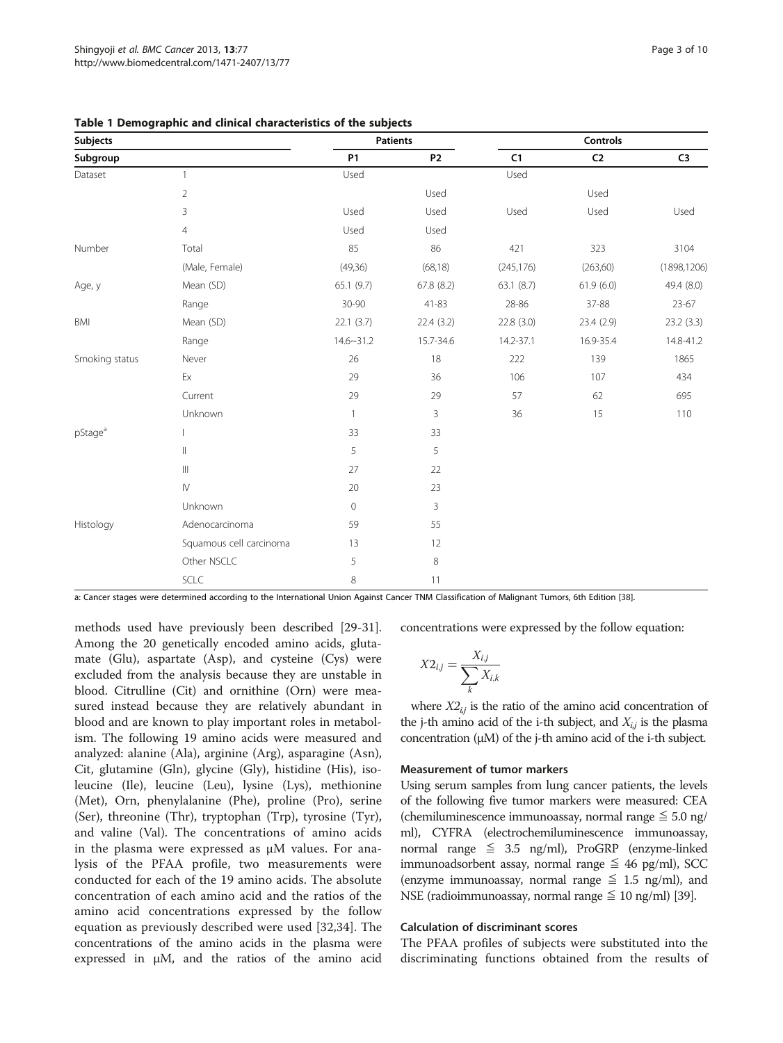**Table 1 Demographic and clinical characteristics of the subjects**

| Subjects | | Patients | | Controls | | |
|---|---|---|---|---|---|---|
| Subgroup | | P1 | P2 | C1 | C2 | C3 |
| Dataset | 1 | Used | | Used | | |
| | 2 | | Used | | Used | |
| | 3 | Used | Used | Used | Used | Used |
| | 4 | Used | Used | | | |
| Number | Total | 85 | 86 | 421 | 323 | 3104 |
| | (Male, Female) | (49,36) | (68,18) | (245,176) | (263,60) | (1898,1206) |
| Age, y | Mean (SD) | 65.1 (9.7) | 67.8 (8.2) | 63.1 (8.7) | 61.9 (6.0) | 49.4 (8.0) |
| | Range | 30-90 | 41-83 | 28-86 | 37-88 | 23-67 |
| BMI | Mean (SD) | 22.1 (3.7) | 22.4 (3.2) | 22.8 (3.0) | 23.4 (2.9) | 23.2 (3.3) |
| | Range | 14.6~31.2 | 15.7-34.6 | 14.2-37.1 | 16.9-35.4 | 14.8-41.2 |
| Smoking status | Never | 26 | 18 | 222 | 139 | 1865 |
| | Ex | 29 | 36 | 106 | 107 | 434 |
| | Current | 29 | 29 | 57 | 62 | 695 |
| | Unknown | 1 | 3 | 36 | 15 | 110 |
| pStage[a] | I | 33 | 33 | | | |
| | II | 5 | 5 | | | |
| | III | 27 | 22 | | | |
| | IV | 20 | 23 | | | |
| | Unknown | 0 | 3 | | | |
| Histology | Adenocarcinoma | 59 | 55 | | | |
| | Squamous cell carcinoma | 13 | 12 | | | |
| | Other NSCLC | 5 | 8 | | | |
| | SCLC | 8 | 11 | | | |

a: Cancer stages were determined according to the International Union Against Cancer TNM Classification of Malignant Tumors, 6th Edition [38].

methods used have previously been described [29-31]. Among the 20 genetically encoded amino acids, glutamate (Glu), aspartate (Asp), and cysteine (Cys) were excluded from the analysis because they are unstable in blood. Citrulline (Cit) and ornithine (Orn) were measured instead because they are relatively abundant in blood and are known to play important roles in metabolism. The following 19 amino acids were measured and analyzed: alanine (Ala), arginine (Arg), asparagine (Asn), Cit, glutamine (Gln), glycine (Gly), histidine (His), isoleucine (Ile), leucine (Leu), lysine (Lys), methionine (Met), Orn, phenylalanine (Phe), proline (Pro), serine (Ser), threonine (Thr), tryptophan (Trp), tyrosine (Tyr), and valine (Val). The concentrations of amino acids in the plasma were expressed as μM values. For analysis of the PFAA profile, two measurements were conducted for each of the 19 amino acids. The absolute concentration of each amino acid and the ratios of the amino acid concentrations expressed by the follow equation as previously described were used [32,34]. The concentrations of the amino acids in the plasma were expressed in μM, and the ratios of the amino acid concentrations were expressed by the follow equation:

$$X2_{i,j} = \frac{X_{i,j}}{\sum_{k} X_{i,k}}$$

where $X2_{i,j}$ is the ratio of the amino acid concentration of the j-th amino acid of the i-th subject, and $X_{i,j}$ is the plasma concentration (μM) of the j-th amino acid of the i-th subject.

### Measurement of tumor markers

Using serum samples from lung cancer patients, the levels of the following five tumor markers were measured: CEA (chemiluminescence immunoassay, normal range ≦ 5.0 ng/ml), CYFRA (electrochemiluminescence immunoassay, normal range ≦ 3.5 ng/ml), ProGRP (enzyme-linked immunoadsorbent assay, normal range ≦ 46 pg/ml), SCC (enzyme immunoassay, normal range ≦ 1.5 ng/ml), and NSE (radioimmunoassay, normal range ≦ 10 ng/ml) [39].

### Calculation of discriminant scores

The PFAA profiles of subjects were substituted into the discriminating functions obtained from the results of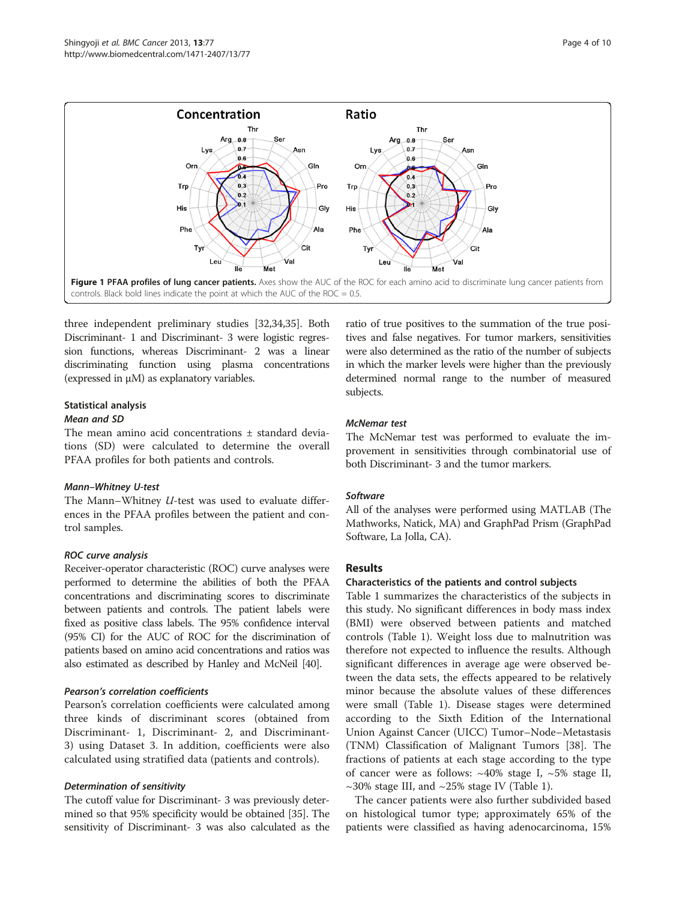**Figure 1 PFAA profiles of lung cancer patients.** Axes show the AUC of the ROC for each amino acid to discriminate lung cancer patients from controls. Black bold lines indicate the point at which the AUC of the ROC = 0.5.

three independent preliminary studies [32,34,35]. Both Discriminant- 1 and Discriminant- 3 were logistic regression functions, whereas Discriminant- 2 was a linear discriminating function using plasma concentrations (expressed in μM) as explanatory variables.

### Statistical analysis

#### *Mean and SD*

The mean amino acid concentrations ± standard deviations (SD) were calculated to determine the overall PFAA profiles for both patients and controls.

#### *Mann–Whitney U-test*

The Mann–Whitney *U*-test was used to evaluate differences in the PFAA profiles between the patient and control samples.

#### *ROC curve analysis*

Receiver-operator characteristic (ROC) curve analyses were performed to determine the abilities of both the PFAA concentrations and discriminating scores to discriminate between patients and controls. The patient labels were fixed as positive class labels. The 95% confidence interval (95% CI) for the AUC of ROC for the discrimination of patients based on amino acid concentrations and ratios was also estimated as described by Hanley and McNeil [40].

#### *Pearson's correlation coefficients*

Pearson's correlation coefficients were calculated among three kinds of discriminant scores (obtained from Discriminant- 1, Discriminant- 2, and Discriminant- 3) using Dataset 3. In addition, coefficients were also calculated using stratified data (patients and controls).

#### *Determination of sensitivity*

The cutoff value for Discriminant- 3 was previously determined so that 95% specificity would be obtained [35]. The sensitivity of Discriminant- 3 was also calculated as the ratio of true positives to the summation of the true positives and false negatives. For tumor markers, sensitivities were also determined as the ratio of the number of subjects in which the marker levels were higher than the previously determined normal range to the number of measured subjects.

#### *McNemar test*

The McNemar test was performed to evaluate the improvement in sensitivities through combinatorial use of both Discriminant- 3 and the tumor markers.

#### *Software*

All of the analyses were performed using MATLAB (The Mathworks, Natick, MA) and GraphPad Prism (GraphPad Software, La Jolla, CA).

## Results

### Characteristics of the patients and control subjects

Table 1 summarizes the characteristics of the subjects in this study. No significant differences in body mass index (BMI) were observed between patients and matched controls (Table 1). Weight loss due to malnutrition was therefore not expected to influence the results. Although significant differences in average age were observed between the data sets, the effects appeared to be relatively minor because the absolute values of these differences were small (Table 1). Disease stages were determined according to the Sixth Edition of the International Union Against Cancer (UICC) Tumor–Node–Metastasis (TNM) Classification of Malignant Tumors [38]. The fractions of patients at each stage according to the type of cancer were as follows: ~40% stage I, ~5% stage II, ~30% stage III, and ~25% stage IV (Table 1).

The cancer patients were also further subdivided based on histological tumor type; approximately 65% of the patients were classified as having adenocarcinoma, 15%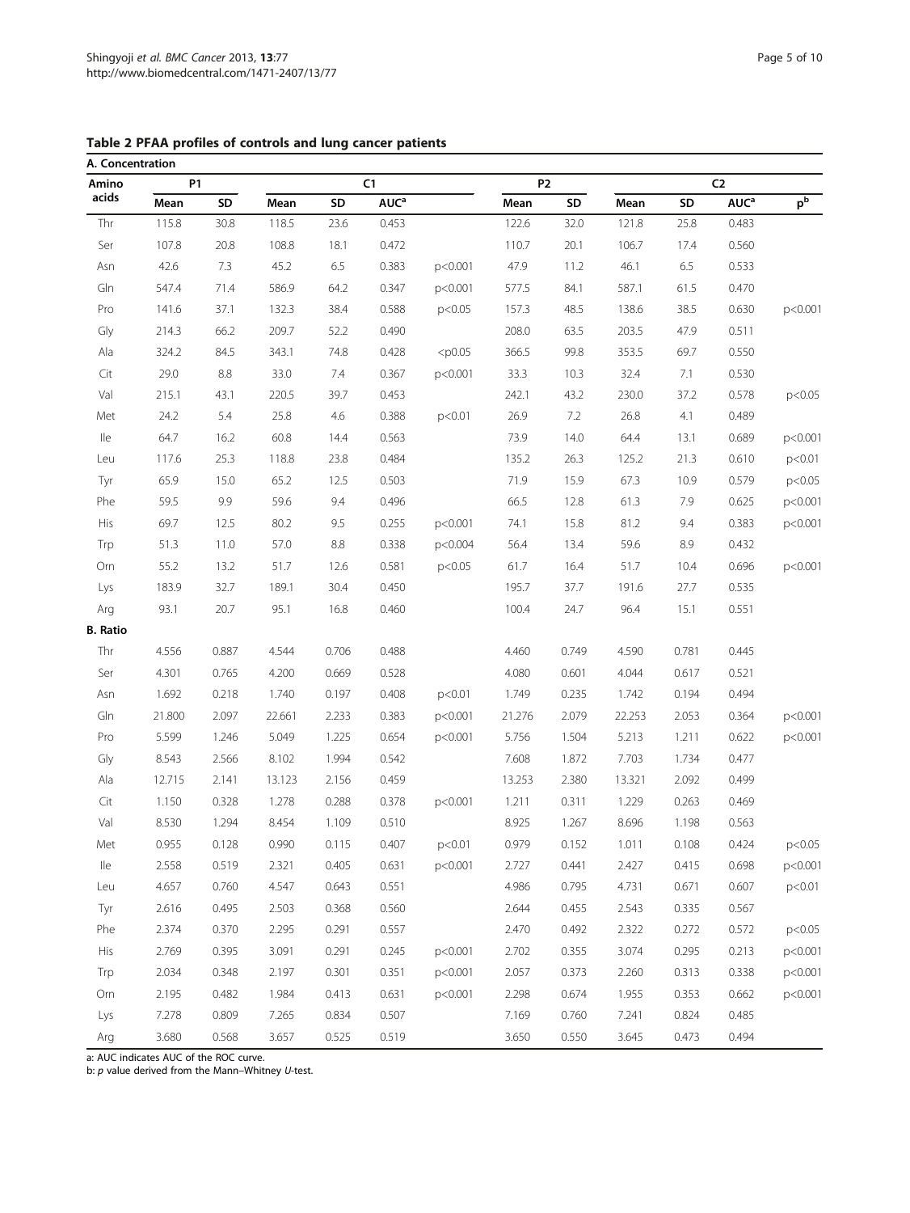**Table 2 PFAA profiles of controls and lung cancer patients**

| Amino acids | P1 | | C1 | | | | P2 | | C2 | | | |
|---|---|---|---|---|---|---|---|---|---|---|---|---|
| | Mean | SD | Mean | SD | AUC[a] | | Mean | SD | Mean | SD | AUC[a] | p[b] |
| **A. Concentration** | | | | | | | | | | | | |
| Thr | 115.8 | 30.8 | 118.5 | 23.6 | 0.453 | | 122.6 | 32.0 | 121.8 | 25.8 | 0.483 | |
| Ser | 107.8 | 20.8 | 108.8 | 18.1 | 0.472 | | 110.7 | 20.1 | 106.7 | 17.4 | 0.560 | |
| Asn | 42.6 | 7.3 | 45.2 | 6.5 | 0.383 | p<0.001 | 47.9 | 11.2 | 46.1 | 6.5 | 0.533 | |
| Gln | 547.4 | 71.4 | 586.9 | 64.2 | 0.347 | p<0.001 | 577.5 | 84.1 | 587.1 | 61.5 | 0.470 | |
| Pro | 141.6 | 37.1 | 132.3 | 38.4 | 0.588 | p<0.05 | 157.3 | 48.5 | 138.6 | 38.5 | 0.630 | p<0.001 |
| Gly | 214.3 | 66.2 | 209.7 | 52.2 | 0.490 | | 208.0 | 63.5 | 203.5 | 47.9 | 0.511 | |
| Ala | 324.2 | 84.5 | 343.1 | 74.8 | 0.428 | <p0.05 | 366.5 | 99.8 | 353.5 | 69.7 | 0.550 | |
| Cit | 29.0 | 8.8 | 33.0 | 7.4 | 0.367 | p<0.001 | 33.3 | 10.3 | 32.4 | 7.1 | 0.530 | |
| Val | 215.1 | 43.1 | 220.5 | 39.7 | 0.453 | | 242.1 | 43.2 | 230.0 | 37.2 | 0.578 | p<0.05 |
| Met | 24.2 | 5.4 | 25.8 | 4.6 | 0.388 | p<0.01 | 26.9 | 7.2 | 26.8 | 4.1 | 0.489 | |
| Ile | 64.7 | 16.2 | 60.8 | 14.4 | 0.563 | | 73.9 | 14.0 | 64.4 | 13.1 | 0.689 | p<0.001 |
| Leu | 117.6 | 25.3 | 118.8 | 23.8 | 0.484 | | 135.2 | 26.3 | 125.2 | 21.3 | 0.610 | p<0.01 |
| Tyr | 65.9 | 15.0 | 65.2 | 12.5 | 0.503 | | 71.9 | 15.9 | 67.3 | 10.9 | 0.579 | p<0.05 |
| Phe | 59.5 | 9.9 | 59.6 | 9.4 | 0.496 | | 66.5 | 12.8 | 61.3 | 7.9 | 0.625 | p<0.001 |
| His | 69.7 | 12.5 | 80.2 | 9.5 | 0.255 | p<0.001 | 74.1 | 15.8 | 81.2 | 9.4 | 0.383 | p<0.001 |
| Trp | 51.3 | 11.0 | 57.0 | 8.8 | 0.338 | p<0.004 | 56.4 | 13.4 | 59.6 | 8.9 | 0.432 | |
| Orn | 55.2 | 13.2 | 51.7 | 12.6 | 0.581 | p<0.05 | 61.7 | 16.4 | 51.7 | 10.4 | 0.696 | p<0.001 |
| Lys | 183.9 | 32.7 | 189.1 | 30.4 | 0.450 | | 195.7 | 37.7 | 191.6 | 27.7 | 0.535 | |
| Arg | 93.1 | 20.7 | 95.1 | 16.8 | 0.460 | | 100.4 | 24.7 | 96.4 | 15.1 | 0.551 | |
| **B. Ratio** | | | | | | | | | | | | |
| Thr | 4.556 | 0.887 | 4.544 | 0.706 | 0.488 | | 4.460 | 0.749 | 4.590 | 0.781 | 0.445 | |
| Ser | 4.301 | 0.765 | 4.200 | 0.669 | 0.528 | | 4.080 | 0.601 | 4.044 | 0.617 | 0.521 | |
| Asn | 1.692 | 0.218 | 1.740 | 0.197 | 0.408 | p<0.01 | 1.749 | 0.235 | 1.742 | 0.194 | 0.494 | |
| Gln | 21.800 | 2.097 | 22.661 | 2.233 | 0.383 | p<0.001 | 21.276 | 2.079 | 22.253 | 2.053 | 0.364 | p<0.001 |
| Pro | 5.599 | 1.246 | 5.049 | 1.225 | 0.654 | p<0.001 | 5.756 | 1.504 | 5.213 | 1.211 | 0.622 | p<0.001 |
| Gly | 8.543 | 2.566 | 8.102 | 1.994 | 0.542 | | 7.608 | 1.872 | 7.703 | 1.734 | 0.477 | |
| Ala | 12.715 | 2.141 | 13.123 | 2.156 | 0.459 | | 13.253 | 2.380 | 13.321 | 2.092 | 0.499 | |
| Cit | 1.150 | 0.328 | 1.278 | 0.288 | 0.378 | p<0.001 | 1.211 | 0.311 | 1.229 | 0.263 | 0.469 | |
| Val | 8.530 | 1.294 | 8.454 | 1.109 | 0.510 | | 8.925 | 1.267 | 8.696 | 1.198 | 0.563 | |
| Met | 0.955 | 0.128 | 0.990 | 0.115 | 0.407 | p<0.01 | 0.979 | 0.152 | 1.011 | 0.108 | 0.424 | p<0.05 |
| Ile | 2.558 | 0.519 | 2.321 | 0.405 | 0.631 | p<0.001 | 2.727 | 0.441 | 2.427 | 0.415 | 0.698 | p<0.001 |
| Leu | 4.657 | 0.760 | 4.547 | 0.643 | 0.551 | | 4.986 | 0.795 | 4.731 | 0.671 | 0.607 | p<0.01 |
| Tyr | 2.616 | 0.495 | 2.503 | 0.368 | 0.560 | | 2.644 | 0.455 | 2.543 | 0.335 | 0.567 | |
| Phe | 2.374 | 0.370 | 2.295 | 0.291 | 0.557 | | 2.470 | 0.492 | 2.322 | 0.272 | 0.572 | p<0.05 |
| His | 2.769 | 0.395 | 3.091 | 0.291 | 0.245 | p<0.001 | 2.702 | 0.355 | 3.074 | 0.295 | 0.213 | p<0.001 |
| Trp | 2.034 | 0.348 | 2.197 | 0.301 | 0.351 | p<0.001 | 2.057 | 0.373 | 2.260 | 0.313 | 0.338 | p<0.001 |
| Orn | 2.195 | 0.482 | 1.984 | 0.413 | 0.631 | p<0.001 | 2.298 | 0.674 | 1.955 | 0.353 | 0.662 | p<0.001 |
| Lys | 7.278 | 0.809 | 7.265 | 0.834 | 0.507 | | 7.169 | 0.760 | 7.241 | 0.824 | 0.485 | |
| Arg | 3.680 | 0.568 | 3.657 | 0.525 | 0.519 | | 3.650 | 0.550 | 3.645 | 0.473 | 0.494 | |

a: AUC indicates AUC of the ROC curve.
b: *p* value derived from the Mann–Whitney *U*-test.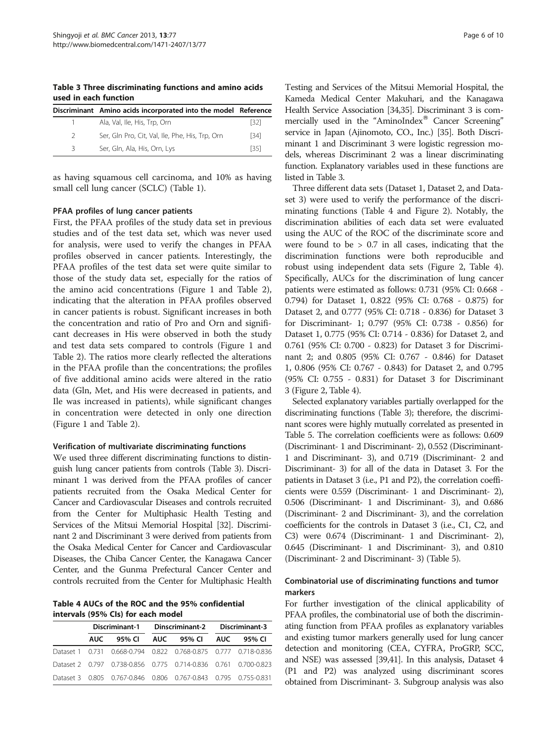**Table 3 Three discriminating functions and amino acids used in each function**

| Discriminant | Amino acids incorporated into the model | Reference |
|---|---|---|
| 1 | Ala, Val, Ile, His, Trp, Orn | [32] |
| 2 | Ser, Gln Pro, Cit, Val, Ile, Phe, His, Trp, Orn | [34] |
| 3 | Ser, Gln, Ala, His, Orn, Lys | [35] |

as having squamous cell carcinoma, and 10% as having small cell lung cancer (SCLC) (Table 1).

### PFAA profiles of lung cancer patients

First, the PFAA profiles of the study data set in previous studies and of the test data set, which was never used for analysis, were used to verify the changes in PFAA profiles observed in cancer patients. Interestingly, the PFAA profiles of the test data set were quite similar to those of the study data set, especially for the ratios of the amino acid concentrations (Figure 1 and Table 2), indicating that the alteration in PFAA profiles observed in cancer patients is robust. Significant increases in both the concentration and ratio of Pro and Orn and significant decreases in His were observed in both the study and test data sets compared to controls (Figure 1 and Table 2). The ratios more clearly reflected the alterations in the PFAA profile than the concentrations; the profiles of five additional amino acids were altered in the ratio data (Gln, Met, and His were decreased in patients, and Ile was increased in patients), while significant changes in concentration were detected in only one direction (Figure 1 and Table 2).

### Verification of multivariate discriminating functions

We used three different discriminating functions to distinguish lung cancer patients from controls (Table 3). Discriminant 1 was derived from the PFAA profiles of cancer patients recruited from the Osaka Medical Center for Cancer and Cardiovascular Diseases and controls recruited from the Center for Multiphasic Health Testing and Services of the Mitsui Memorial Hospital [32]. Discriminant 2 and Discriminant 3 were derived from patients from the Osaka Medical Center for Cancer and Cardiovascular Diseases, the Chiba Cancer Center, the Kanagawa Cancer Center, and the Gunma Prefectural Cancer Center and controls recruited from the Center for Multiphasic Health Testing and Services of the Mitsui Memorial Hospital, the Kameda Medical Center Makuhari, and the Kanagawa Health Service Association [34,35]. Discriminant 3 is commercially used in the "AminoIndex® Cancer Screening" service in Japan (Ajinomoto, CO., Inc.) [35]. Both Discriminant 1 and Discriminant 3 were logistic regression models, whereas Discriminant 2 was a linear discriminating function. Explanatory variables used in these functions are listed in Table 3.

**Table 4 AUCs of the ROC and the 95% confidential intervals (95% CIs) for each model**

| | Discriminant-1 | | Dinscriminant-2 | | Discriminant-3 | |
|---|---|---|---|---|---|---|
| | AUC | 95% CI | AUC | 95% CI | AUC | 95% CI |
| Dataset 1 | 0.731 | 0.668-0.794 | 0.822 | 0.768-0.875 | 0.777 | 0.718-0.836 |
| Dataset 2 | 0.797 | 0.738-0.856 | 0.775 | 0.714-0.836 | 0.761 | 0.700-0.823 |
| Dataset 3 | 0.805 | 0.767-0.846 | 0.806 | 0.767-0.843 | 0.795 | 0.755-0.831 |

Three different data sets (Dataset 1, Dataset 2, and Dataset 3) were used to verify the performance of the discriminating functions (Table 4 and Figure 2). Notably, the discrimination abilities of each data set were evaluated using the AUC of the ROC of the discriminate score and were found to be > 0.7 in all cases, indicating that the discrimination functions were both reproducible and robust using independent data sets (Figure 2, Table 4). Specifically, AUCs for the discrimination of lung cancer patients were estimated as follows: 0.731 (95% CI: 0.668 - 0.794) for Dataset 1, 0.822 (95% CI: 0.768 - 0.875) for Dataset 2, and 0.777 (95% CI: 0.718 - 0.836) for Dataset 3 for Discriminant- 1; 0.797 (95% CI: 0.738 - 0.856) for Dataset 1, 0.775 (95% CI: 0.714 - 0.836) for Dataset 2, and 0.761 (95% CI: 0.700 - 0.823) for Dataset 3 for Discriminant 2; and 0.805 (95% CI: 0.767 - 0.846) for Dataset 1, 0.806 (95% CI: 0.767 - 0.843) for Dataset 2, and 0.795 (95% CI: 0.755 - 0.831) for Dataset 3 for Discriminant 3 (Figure 2, Table 4).

Selected explanatory variables partially overlapped for the discriminating functions (Table 3); therefore, the discriminant scores were highly mutually correlated as presented in Table 5. The correlation coefficients were as follows: 0.609 (Discriminant- 1 and Discriminant- 2), 0.552 (Discriminant- 1 and Discriminant- 3), and 0.719 (Discriminant- 2 and Discriminant- 3) for all of the data in Dataset 3. For the patients in Dataset 3 (i.e., P1 and P2), the correlation coefficients were 0.559 (Discriminant- 1 and Discriminant- 2), 0.506 (Discriminant- 1 and Discriminant- 3), and 0.686 (Discriminant- 2 and Discriminant- 3), and the correlation coefficients for the controls in Dataset 3 (i.e., C1, C2, and C3) were 0.674 (Discriminant- 1 and Discriminant- 2), 0.645 (Discriminant- 1 and Discriminant- 3), and 0.810 (Discriminant- 2 and Discriminant- 3) (Table 5).

### Combinatorial use of discriminating functions and tumor markers

For further investigation of the clinical applicability of PFAA profiles, the combinatorial use of both the discriminating function from PFAA profiles as explanatory variables and existing tumor markers generally used for lung cancer detection and monitoring (CEA, CYFRA, ProGRP, SCC, and NSE) was assessed [39,41]. In this analysis, Dataset 4 (P1 and P2) was analyzed using discriminant scores obtained from Discriminant- 3. Subgroup analysis was also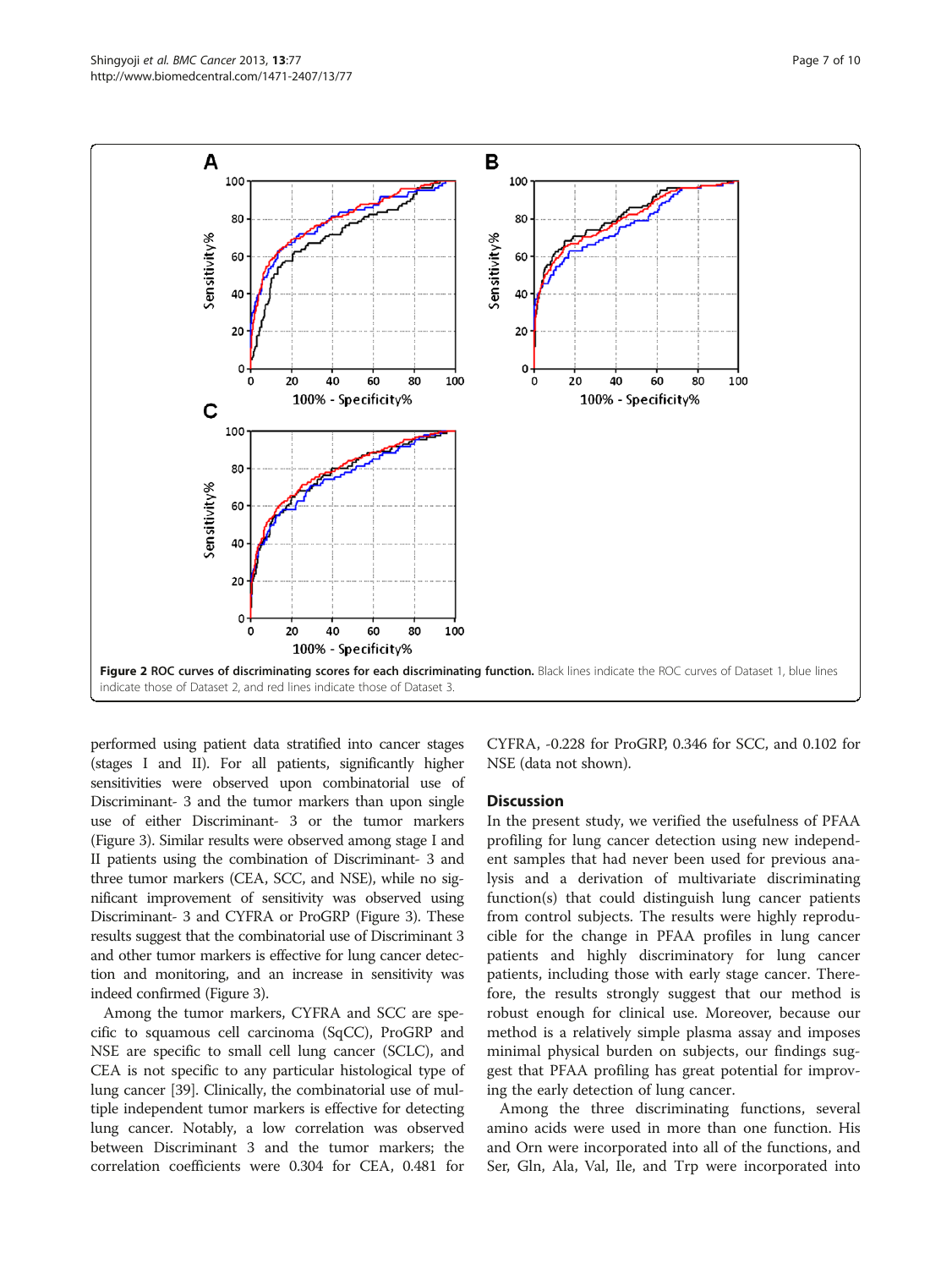Figure 2 ROC curves of discriminating scores for each discriminating function. Black lines indicate the ROC curves of Dataset 1, blue lines indicate those of Dataset 2, and red lines indicate those of Dataset 3.

performed using patient data stratified into cancer stages (stages I and II). For all patients, significantly higher sensitivities were observed upon combinatorial use of Discriminant- 3 and the tumor markers than upon single use of either Discriminant- 3 or the tumor markers (Figure 3). Similar results were observed among stage I and II patients using the combination of Discriminant- 3 and three tumor markers (CEA, SCC, and NSE), while no significant improvement of sensitivity was observed using Discriminant- 3 and CYFRA or ProGRP (Figure 3). These results suggest that the combinatorial use of Discriminant 3 and other tumor markers is effective for lung cancer detection and monitoring, and an increase in sensitivity was indeed confirmed (Figure 3).

Among the tumor markers, CYFRA and SCC are specific to squamous cell carcinoma (SqCC), ProGRP and NSE are specific to small cell lung cancer (SCLC), and CEA is not specific to any particular histological type of lung cancer [39]. Clinically, the combinatorial use of multiple independent tumor markers is effective for detecting lung cancer. Notably, a low correlation was observed between Discriminant 3 and the tumor markers; the correlation coefficients were 0.304 for CEA, 0.481 for CYFRA, -0.228 for ProGRP, 0.346 for SCC, and 0.102 for NSE (data not shown).

## Discussion

In the present study, we verified the usefulness of PFAA profiling for lung cancer detection using new independent samples that had never been used for previous analysis and a derivation of multivariate discriminating function(s) that could distinguish lung cancer patients from control subjects. The results were highly reproducible for the change in PFAA profiles in lung cancer patients and highly discriminatory for lung cancer patients, including those with early stage cancer. Therefore, the results strongly suggest that our method is robust enough for clinical use. Moreover, because our method is a relatively simple plasma assay and imposes minimal physical burden on subjects, our findings suggest that PFAA profiling has great potential for improving the early detection of lung cancer.

Among the three discriminating functions, several amino acids were used in more than one function. His and Orn were incorporated into all of the functions, and Ser, Gln, Ala, Val, Ile, and Trp were incorporated into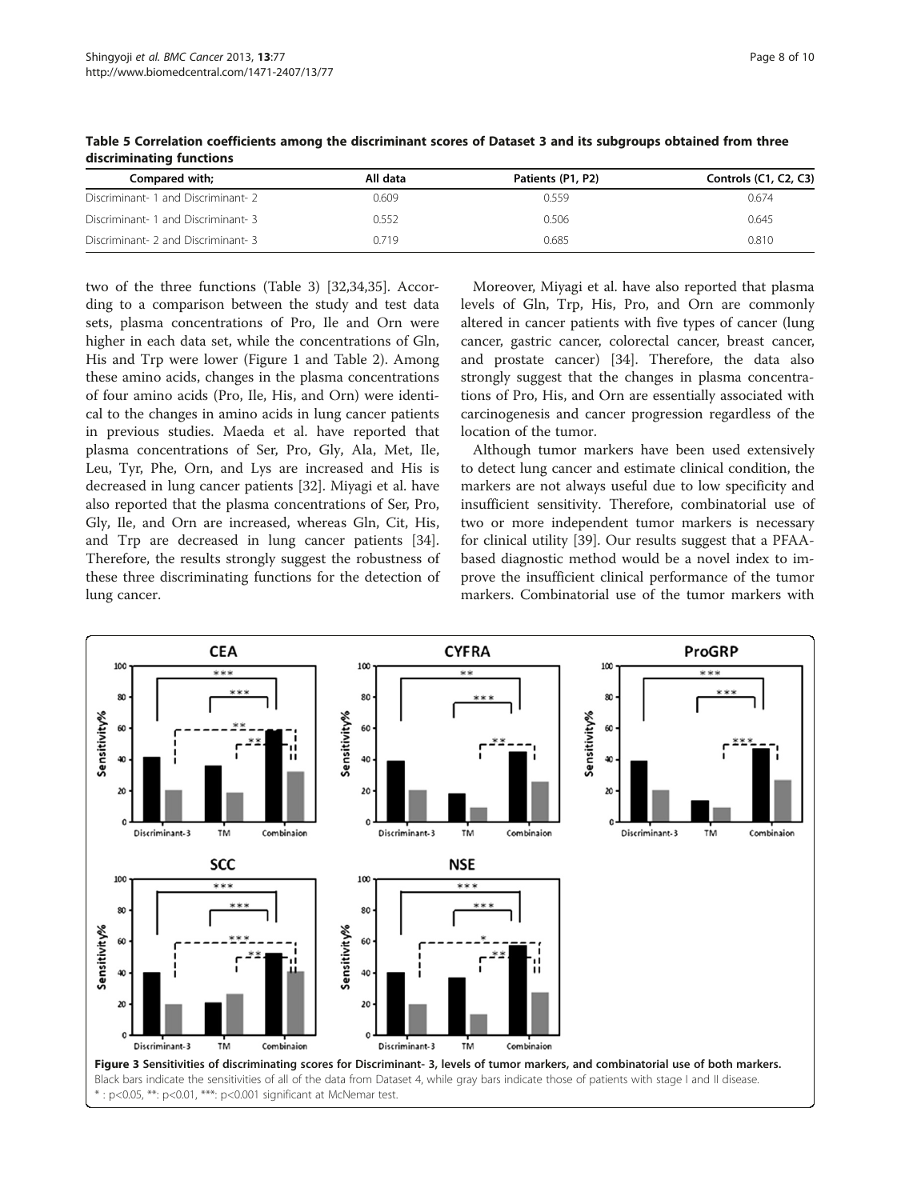**Table 5 Correlation coefficients among the discriminant scores of Dataset 3 and its subgroups obtained from three discriminating functions**

| Compared with; | All data | Patients (P1, P2) | Controls (C1, C2, C3) |
|---|---|---|---|
| Discriminant- 1 and Discriminant- 2 | 0.609 | 0.559 | 0.674 |
| Discriminant- 1 and Discriminant- 3 | 0.552 | 0.506 | 0.645 |
| Discriminant- 2 and Discriminant- 3 | 0.719 | 0.685 | 0.810 |

two of the three functions (Table 3) [32,34,35]. According to a comparison between the study and test data sets, plasma concentrations of Pro, Ile and Orn were higher in each data set, while the concentrations of Gln, His and Trp were lower (Figure 1 and Table 2). Among these amino acids, changes in the plasma concentrations of four amino acids (Pro, Ile, His, and Orn) were identical to the changes in amino acids in lung cancer patients in previous studies. Maeda et al. have reported that plasma concentrations of Ser, Pro, Gly, Ala, Met, Ile, Leu, Tyr, Phe, Orn, and Lys are increased and His is decreased in lung cancer patients [32]. Miyagi et al. have also reported that the plasma concentrations of Ser, Pro, Gly, Ile, and Orn are increased, whereas Gln, Cit, His, and Trp are decreased in lung cancer patients [34]. Therefore, the results strongly suggest the robustness of these three discriminating functions for the detection of lung cancer.

Moreover, Miyagi et al. have also reported that plasma levels of Gln, Trp, His, Pro, and Orn are commonly altered in cancer patients with five types of cancer (lung cancer, gastric cancer, colorectal cancer, breast cancer, and prostate cancer) [34]. Therefore, the data also strongly suggest that the changes in plasma concentrations of Pro, His, and Orn are essentially associated with carcinogenesis and cancer progression regardless of the location of the tumor.

Although tumor markers have been used extensively to detect lung cancer and estimate clinical condition, the markers are not always useful due to low specificity and insufficient sensitivity. Therefore, combinatorial use of two or more independent tumor markers is necessary for clinical utility [39]. Our results suggest that a PFAA-based diagnostic method would be a novel index to improve the insufficient clinical performance of the tumor markers. Combinatorial use of the tumor markers with

**Figure 3 Sensitivities of discriminating scores for Discriminant- 3, levels of tumor markers, and combinatorial use of both markers.** Black bars indicate the sensitivities of all of the data from Dataset 4, while gray bars indicate those of patients with stage I and II disease. * : p<0.05, **: p<0.01, ***: p<0.001 significant at McNemar test.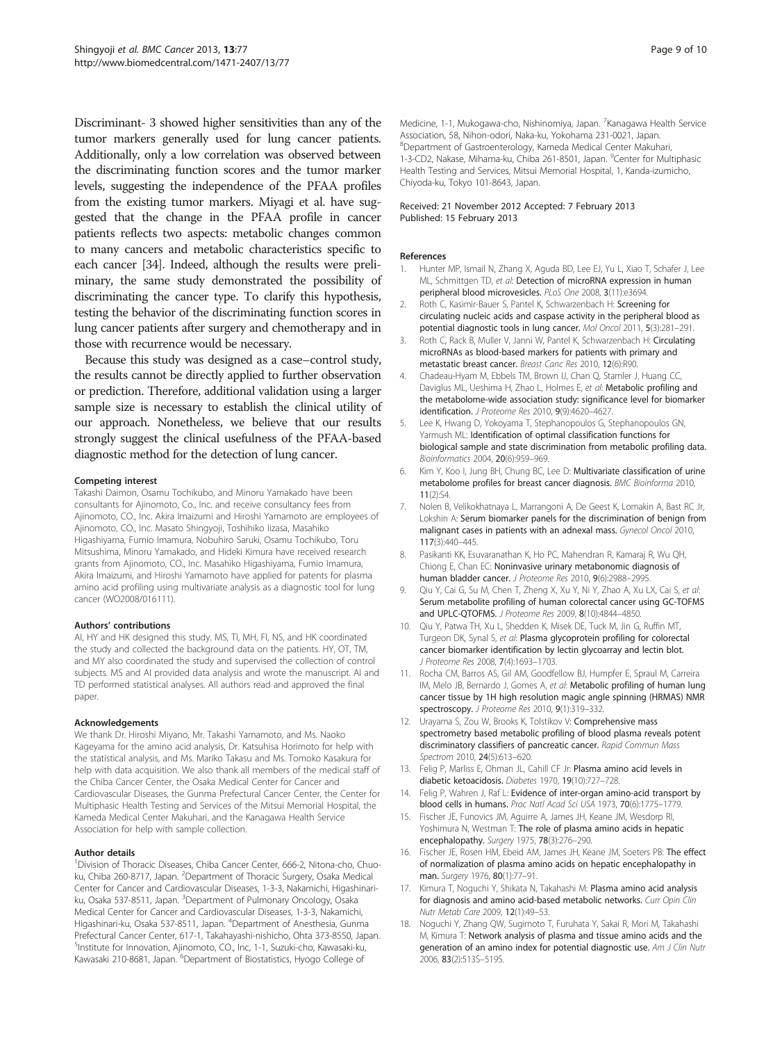Discriminant- 3 showed higher sensitivities than any of the tumor markers generally used for lung cancer patients. Additionally, only a low correlation was observed between the discriminating function scores and the tumor marker levels, suggesting the independence of the PFAA profiles from the existing tumor markers. Miyagi et al. have suggested that the change in the PFAA profile in cancer patients reflects two aspects: metabolic changes common to many cancers and metabolic characteristics specific to each cancer [34]. Indeed, although the results were preliminary, the same study demonstrated the possibility of discriminating the cancer type. To clarify this hypothesis, testing the behavior of the discriminating function scores in lung cancer patients after surgery and chemotherapy and in those with recurrence would be necessary.

Because this study was designed as a case–control study, the results cannot be directly applied to further observation or prediction. Therefore, additional validation using a larger sample size is necessary to establish the clinical utility of our approach. Nonetheless, we believe that our results strongly suggest the clinical usefulness of the PFAA-based diagnostic method for the detection of lung cancer.

#### Competing interest

Takashi Daimon, Osamu Tochikubo, and Minoru Yamakado have been consultants for Ajinomoto, Co., Inc. and receive consultancy fees from Ajinomoto, CO., Inc. Akira Imaizumi and Hiroshi Yamamoto are employees of Ajinomoto, CO., Inc. Masato Shingyoji, Toshihiko Iizasa, Masahiko Higashiyama, Fumio Imamura, Nobuhiro Saruki, Osamu Tochikubo, Toru Mitsushima, Minoru Yamakado, and Hideki Kimura have received research grants from Ajinomoto, CO., Inc. Masahiko Higashiyama, Fumio Imamura, Akira Imaizumi, and Hiroshi Yamamoto have applied for patents for plasma amino acid profiling using multivariate analysis as a diagnostic tool for lung cancer (WO2008/016111).

#### Authors' contributions

AI, HY and HK designed this study. MS, TI, MH, FI, NS, and HK coordinated the study and collected the background data on the patients. HY, OT, TM, and MY also coordinated the study and supervised the collection of control subjects. MS and AI provided data analysis and wrote the manuscript. AI and TD performed statistical analyses. All authors read and approved the final paper.

#### Acknowledgements

We thank Dr. Hiroshi Miyano, Mr. Takashi Yamamoto, and Ms. Naoko Kageyama for the amino acid analysis, Dr. Katsuhisa Horimoto for help with the statistical analysis, and Ms. Mariko Takasu and Ms. Tomoko Kasakura for help with data acquisition. We also thank all members of the medical staff of the Chiba Cancer Center, the Osaka Medical Center for Cancer and Cardiovascular Diseases, the Gunma Prefectural Cancer Center, the Center for Multiphasic Health Testing and Services of the Mitsui Memorial Hospital, the Kameda Medical Center Makuhari, and the Kanagawa Health Service Association for help with sample collection.

#### Author details

[1]Division of Thoracic Diseases, Chiba Cancer Center, 666-2, Nitona-cho, Chuo-ku, Chiba 260-8717, Japan. [2]Department of Thoracic Surgery, Osaka Medical Center for Cancer and Cardiovascular Diseases, 1-3-3, Nakamichi, Higashinari-ku, Osaka 537-8511, Japan. [3]Department of Pulmonary Oncology, Osaka Medical Center for Cancer and Cardiovascular Diseases, 1-3-3, Nakamichi, Higashinari-ku, Osaka 537-8511, Japan. [4]Department of Anesthesia, Gunma Prefectural Cancer Center, 617-1, Takahayashi-nishicho, Ohta 373-8550, Japan. [5]Institute for Innovation, Ajinomoto, CO., Inc, 1-1, Suzuki-cho, Kawasaki-ku, Kawasaki 210-8681, Japan. [6]Department of Biostatistics, Hyogo College of Medicine, 1-1, Mukogawa-cho, Nishinomiya, Japan. [7]Kanagawa Health Service Association, 58, Nihon-odori, Naka-ku, Yokohama 231-0021, Japan. [8]Department of Gastroenterology, Kameda Medical Center Makuhari, 1-3-CD2, Nakase, Mihama-ku, Chiba 261-8501, Japan. [9]Center for Multiphasic Health Testing and Services, Mitsui Memorial Hospital, 1, Kanda-izumicho, Chiyoda-ku, Tokyo 101-8643, Japan.

Received: 21 November 2012 Accepted: 7 February 2013
Published: 15 February 2013

#### References

1. Hunter MP, Ismail N, Zhang X, Aguda BD, Lee EJ, Yu L, Xiao T, Schafer J, Lee ML, Schmittgen TD, *et al*: **Detection of microRNA expression in human peripheral blood microvesicles.** *PLoS One* 2008, **3**(11):e3694.
2. Roth C, Kasimir-Bauer S, Pantel K, Schwarzenbach H: **Screening for circulating nucleic acids and caspase activity in the peripheral blood as potential diagnostic tools in lung cancer.** *Mol Oncol* 2011, **5**(3):281–291.
3. Roth C, Rack B, Muller V, Janni W, Pantel K, Schwarzenbach H: **Circulating microRNAs as blood-based markers for patients with primary and metastatic breast cancer.** *Breast Canc Res* 2010, **12**(6):R90.
4. Chadeau-Hyam M, Ebbels TM, Brown IJ, Chan Q, Stamler J, Huang CC, Daviglus ML, Ueshima H, Zhao L, Holmes E, *et al*: **Metabolic profiling and the metabolome-wide association study: significance level for biomarker identification.** *J Proteome Res* 2010, **9**(9):4620–4627.
5. Lee K, Hwang D, Yokoyama T, Stephanopoulos G, Stephanopoulos GN, Yarmush ML: **Identification of optimal classification functions for biological sample and state discrimination from metabolic profiling data.** *Bioinformatics* 2004, **20**(6):959–969.
6. Kim Y, Koo I, Jung BH, Chung BC, Lee D: **Multivariate classification of urine metabolome profiles for breast cancer diagnosis.** *BMC Bioinforma* 2010, **11**(2):S4.
7. Nolen B, Velikokhatnaya L, Marrangoni A, De Geest K, Lomakin A, Bast RC Jr, Lokshin A: **Serum biomarker panels for the discrimination of benign from malignant cases in patients with an adnexal mass.** *Gynecol Oncol* 2010, **117**(3):440–445.
8. Pasikanti KK, Esuvaranathan K, Ho PC, Mahendran R, Kamaraj R, Wu QH, Chiong E, Chan EC: **Noninvasive urinary metabonomic diagnosis of human bladder cancer.** *J Proteome Res* 2010, **9**(6):2988–2995.
9. Qiu Y, Cai G, Su M, Chen T, Zheng X, Xu Y, Ni Y, Zhao A, Xu LX, Cai S, *et al*: **Serum metabolite profiling of human colorectal cancer using GC-TOFMS and UPLC-QTOFMS.** *J Proteome Res* 2009, **8**(10):4844–4850.
10. Qiu Y, Patwa TH, Xu L, Shedden K, Misek DE, Tuck M, Jin G, Ruffin MT, Turgeon DK, Synal S, *et al*: **Plasma glycoprotein profiling for colorectal cancer biomarker identification by lectin glycoarray and lectin blot.** *J Proteome Res* 2008, **7**(4):1693–1703.
11. Rocha CM, Barros AS, Gil AM, Goodfellow BJ, Humpfer E, Spraul M, Carreira IM, Melo JB, Bernardo J, Gomes A, *et al*: **Metabolic profiling of human lung cancer tissue by 1H high resolution magic angle spinning (HRMAS) NMR spectroscopy.** *J Proteome Res* 2010, **9**(1):319–332.
12. Urayama S, Zou W, Brooks K, Tolstikov V: **Comprehensive mass spectrometry based metabolic profiling of blood plasma reveals potent discriminatory classifiers of pancreatic cancer.** *Rapid Commun Mass Spectrom* 2010, **24**(5):613–620.
13. Felig P, Marliss E, Ohman JL, Cahill CF Jr: **Plasma amino acid levels in diabetic ketoacidosis.** *Diabetes* 1970, **19**(10):727–728.
14. Felig P, Wahren J, Raf L: **Evidence of inter-organ amino-acid transport by blood cells in humans.** *Proc Natl Acad Sci USA* 1973, **70**(6):1775–1779.
15. Fischer JE, Funovics JM, Aguirre A, James JH, Keane JM, Wesdorp RI, Yoshimura N, Westman T: **The role of plasma amino acids in hepatic encephalopathy.** *Surgery* 1975, **78**(3):276–290.
16. Fischer JE, Rosen HM, Ebeid AM, James JH, Keane JM, Soeters PB: **The effect of normalization of plasma amino acids on hepatic encephalopathy in man.** *Surgery* 1976, **80**(1):77–91.
17. Kimura T, Noguchi Y, Shikata N, Takahashi M: **Plasma amino acid analysis for diagnosis and amino acid-based metabolic networks.** *Curr Opin Clin Nutr Metab Care* 2009, **12**(1):49–53.
18. Noguchi Y, Zhang QW, Sugimoto T, Furuhata Y, Sakai R, Mori M, Takahashi M, Kimura T: **Network analysis of plasma and tissue amino acids and the generation of an amino index for potential diagnostic use.** *Am J Clin Nutr* 2006, **83**(2):513S–519S.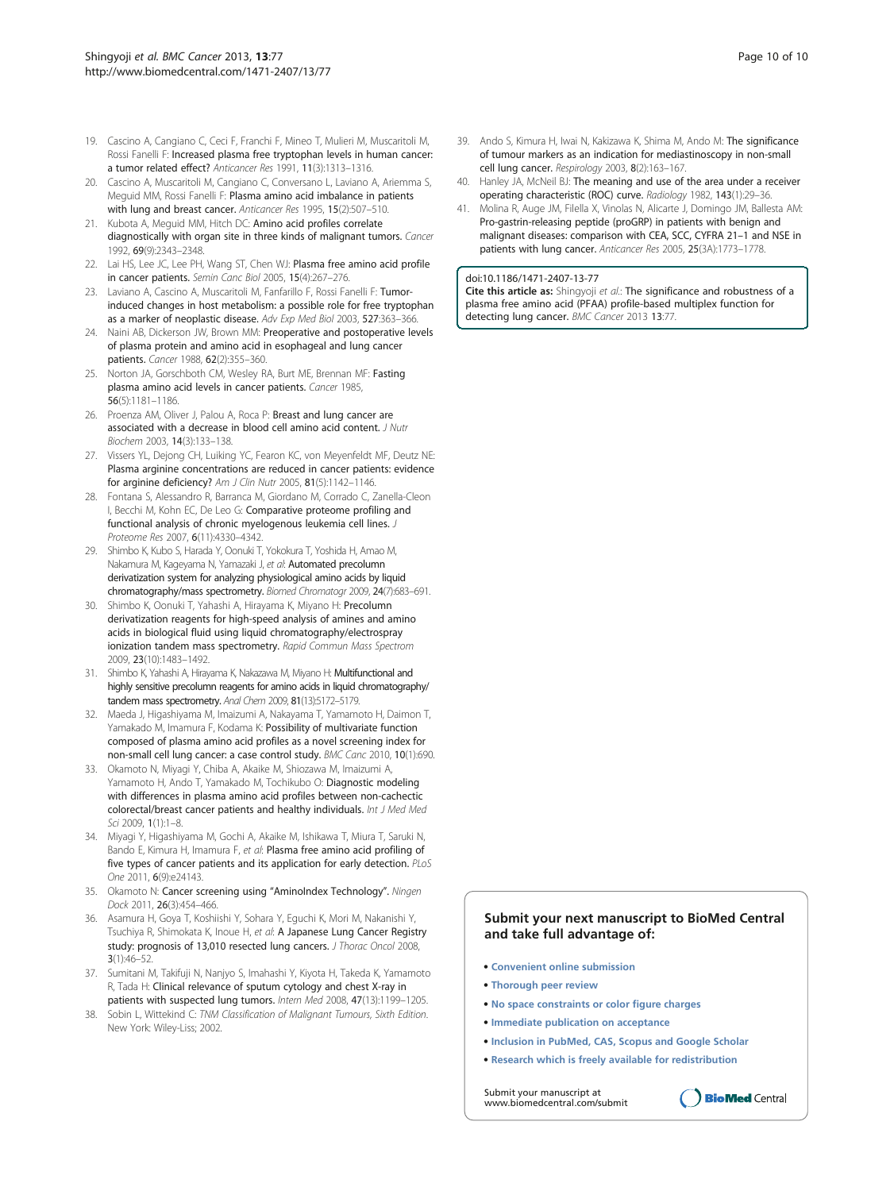19. Cascino A, Cangiano C, Ceci F, Franchi F, Mineo T, Mulieri M, Muscaritoli M, Rossi Fanelli F: **Increased plasma free tryptophan levels in human cancer: a tumor related effect?** *Anticancer Res* 1991, **11**(3):1313–1316.
20. Cascino A, Muscaritoli M, Cangiano C, Conversano L, Laviano A, Ariemma S, Meguid MM, Rossi Fanelli F: **Plasma amino acid imbalance in patients with lung and breast cancer.** *Anticancer Res* 1995, **15**(2):507–510.
21. Kubota A, Meguid MM, Hitch DC: **Amino acid profiles correlate diagnostically with organ site in three kinds of malignant tumors.** *Cancer* 1992, **69**(9):2343–2348.
22. Lai HS, Lee JC, Lee PH, Wang ST, Chen WJ: **Plasma free amino acid profile in cancer patients.** *Semin Canc Biol* 2005, **15**(4):267–276.
23. Laviano A, Cascino A, Muscaritoli M, Fanfarillo F, Rossi Fanelli F: **Tumor-induced changes in host metabolism: a possible role for free tryptophan as a marker of neoplastic disease.** *Adv Exp Med Biol* 2003, **527**:363–366.
24. Naini AB, Dickerson JW, Brown MM: **Preoperative and postoperative levels of plasma protein and amino acid in esophageal and lung cancer patients.** *Cancer* 1988, **62**(2):355–360.
25. Norton JA, Gorschboth CM, Wesley RA, Burt ME, Brennan MF: **Fasting plasma amino acid levels in cancer patients.** *Cancer* 1985, **56**(5):1181–1186.
26. Proenza AM, Oliver J, Palou A, Roca P: **Breast and lung cancer are associated with a decrease in blood cell amino acid content.** *J Nutr Biochem* 2003, **14**(3):133–138.
27. Vissers YL, Dejong CH, Luiking YC, Fearon KC, von Meyenfeldt MF, Deutz NE: **Plasma arginine concentrations are reduced in cancer patients: evidence for arginine deficiency?** *Am J Clin Nutr* 2005, **81**(5):1142–1146.
28. Fontana S, Alessandro R, Barranca M, Giordano M, Corrado C, Zanella-Cleon I, Becchi M, Kohn EC, De Leo G: **Comparative proteome profiling and functional analysis of chronic myelogenous leukemia cell lines.** *J Proteome Res* 2007, **6**(11):4330–4342.
29. Shimbo K, Kubo S, Harada Y, Oonuki T, Yokokura T, Yoshida H, Amao M, Nakamura M, Kageyama N, Yamazaki J, *et al*: **Automated precolumn derivatization system for analyzing physiological amino acids by liquid chromatography/mass spectrometry.** *Biomed Chromatogr* 2009, **24**(7):683–691.
30. Shimbo K, Oonuki T, Yahashi A, Hirayama K, Miyano H: **Precolumn derivatization reagents for high-speed analysis of amines and amino acids in biological fluid using liquid chromatography/electrospray ionization tandem mass spectrometry.** *Rapid Commun Mass Spectrom* 2009, **23**(10):1483–1492.
31. Shimbo K, Yahashi A, Hirayama K, Nakazawa M, Miyano H: **Multifunctional and highly sensitive precolumn reagents for amino acids in liquid chromatography/tandem mass spectrometry.** *Anal Chem* 2009, **81**(13):5172–5179.
32. Maeda J, Higashiyama M, Imaizumi A, Nakayama T, Yamamoto H, Daimon T, Yamakado M, Imamura F, Kodama K: **Possibility of multivariate function composed of plasma amino acid profiles as a novel screening index for non-small cell lung cancer: a case control study.** *BMC Canc* 2010, **10**(1):690.
33. Okamoto N, Miyagi Y, Chiba A, Akaike M, Shiozawa M, Imaizumi A, Yamamoto H, Ando T, Yamakado M, Tochikubo O: **Diagnostic modeling with differences in plasma amino acid profiles between non-cachectic colorectal/breast cancer patients and healthy individuals.** *Int J Med Med Sci* 2009, **1**(1):1–8.
34. Miyagi Y, Higashiyama M, Gochi A, Akaike M, Ishikawa T, Miura T, Saruki N, Bando E, Kimura H, Imamura F, *et al*: **Plasma free amino acid profiling of five types of cancer patients and its application for early detection.** *PLoS One* 2011, **6**(9):e24143.
35. Okamoto N: **Cancer screening using "AminoIndex Technology".** *Ningen Dock* 2011, **26**(3):454–466.
36. Asamura H, Goya T, Koshiishi Y, Sohara Y, Eguchi K, Mori M, Nakanishi Y, Tsuchiya R, Shimokata K, Inoue H, *et al*: **A Japanese Lung Cancer Registry study: prognosis of 13,010 resected lung cancers.** *J Thorac Oncol* 2008, **3**(1):46–52.
37. Sumitani M, Takifuji N, Nanjyo S, Imahashi Y, Kiyota H, Takeda K, Yamamoto R, Tada H: **Clinical relevance of sputum cytology and chest X-ray in patients with suspected lung tumors.** *Intern Med* 2008, **47**(13):1199–1205.
38. Sobin L, Wittekind C: *TNM Classification of Malignant Tumours, Sixth Edition*. New York: Wiley-Liss; 2002.
39. Ando S, Kimura H, Iwai N, Kakizawa K, Shima M, Ando M: **The significance of tumour markers as an indication for mediastinoscopy in non-small cell lung cancer.** *Respirology* 2003, **8**(2):163–167.
40. Hanley JA, McNeil BJ: **The meaning and use of the area under a receiver operating characteristic (ROC) curve.** *Radiology* 1982, **143**(1):29–36.
41. Molina R, Auge JM, Filella X, Vinolas N, Alicarte J, Domingo JM, Ballesta AM: **Pro-gastrin-releasing peptide (proGRP) in patients with benign and malignant diseases: comparison with CEA, SCC, CYFRA 21–1 and NSE in patients with lung cancer.** *Anticancer Res* 2005, **25**(3A):1773–1778.

doi:10.1186/1471-2407-13-77

**Cite this article as:** Shingyoji *et al.*: The significance and robustness of a plasma free amino acid (PFAA) profile-based multiplex function for detecting lung cancer. *BMC Cancer* 2013 **13**:77.

**Submit your next manuscript to BioMed Central and take full advantage of:**

- **Convenient online submission**
- **Thorough peer review**
- **No space constraints or color figure charges**
- **Immediate publication on acceptance**
- **Inclusion in PubMed, CAS, Scopus and Google Scholar**
- **Research which is freely available for redistribution**

Submit your manuscript at www.biomedcentral.com/submit